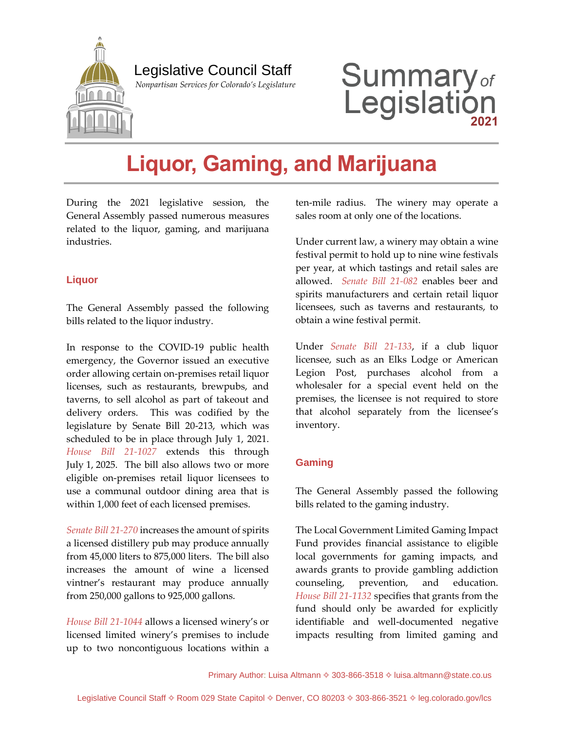Legislative Council Staff

*Nonpartisan Services for Colorado's Legislature*

Summary *of* Legislation 2021

# Liquor, Gaming, and Marijuana

During the 2021 legislative session, the General Assembly passed numerous measures related to the liquor, gaming, and marijuana industries.

## Liquor

The General Assembly passed the following bills related to the liquor industry.

In response to the COVID-19 public health emergency, the Governor issued an executive order allowing certain on-premises retail liquor licenses, such as restaurants, brewpubs, and taverns, to sell alcohol as part of takeout and delivery orders. This was codified by the legislature by Senate Bill 20-213, which was scheduled to be in place through July 1, 2021. *House Bill 21-1027* extends this through July 1, 2025. The bill also allows two or more eligible on-premises retail liquor licensees to use a communal outdoor dining area that is within 1,000 feet of each licensed premises.

*Senate Bill 21-270* increases the amount of spirits a licensed distillery pub may produce annually from 45,000 liters to 875,000 liters. The bill also increases the amount of wine a licensed vintner's restaurant may produce annually from 250,000 gallons to 925,000 gallons.

*House Bill 21-1044* allows a licensed winery's or licensed limited winery's premises to include up to two noncontiguous locations within a ten-mile radius. The winery may operate a sales room at only one of the locations.

Under current law, a winery may obtain a wine festival permit to hold up to nine wine festivals per year, at which tastings and retail sales are allowed. *Senate Bill 21-082* enables beer and spirits manufacturers and certain retail liquor licensees, such as taverns and restaurants, to obtain a wine festival permit.

Under *Senate Bill 21-133*, if a club liquor licensee, such as an Elks Lodge or American Legion Post, purchases alcohol from a wholesaler for a special event held on the premises, the licensee is not required to store that alcohol separately from the licensee's inventory.

## Gaming

The General Assembly passed the following bills related to the gaming industry.

The Local Government Limited Gaming Impact Fund provides financial assistance to eligible local governments for gaming impacts, and awards grants to provide gambling addiction counseling, prevention, and education. *House Bill 21-1132* specifies that grants from the fund should only be awarded for explicitly identifiable and well-documented negative impacts resulting from limited gaming and

Primary Author: Luisa Altmann ✧ 303-866-3518 ✧ luisa.altmann@state.co.us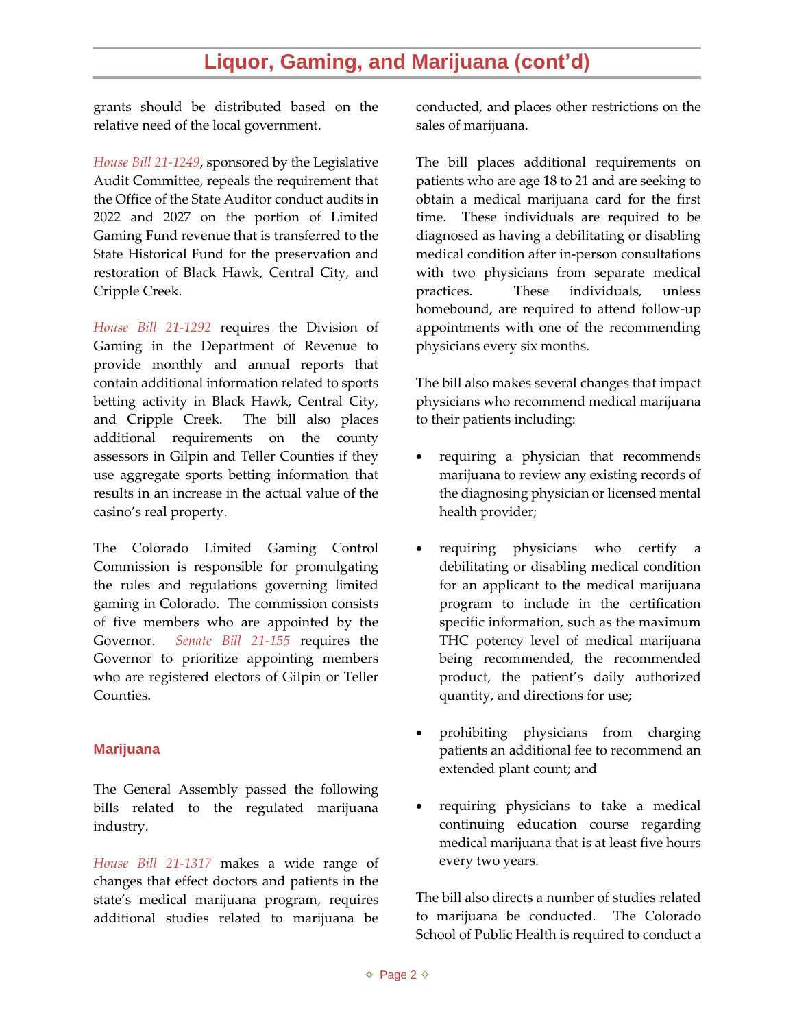grants should be distributed based on the relative need of the local government.

*House Bill 21-1249*, sponsored by the Legislative Audit Committee, repeals the requirement that the Office of the State Auditor conduct audits in 2022 and 2027 on the portion of Limited Gaming Fund revenue that is transferred to the State Historical Fund for the preservation and restoration of Black Hawk, Central City, and Cripple Creek.

*House Bill 21-1292* requires the Division of Gaming in the Department of Revenue to provide monthly and annual reports that contain additional information related to sports betting activity in Black Hawk, Central City, and Cripple Creek. The bill also places additional requirements on the county assessors in Gilpin and Teller Counties if they use aggregate sports betting information that results in an increase in the actual value of the casino's real property.

The Colorado Limited Gaming Control Commission is responsible for promulgating the rules and regulations governing limited gaming in Colorado. The commission consists of five members who are appointed by the Governor. *Senate Bill 21-155* requires the Governor to prioritize appointing members who are registered electors of Gilpin or Teller Counties.

### Marijuana

The General Assembly passed the following bills related to the regulated marijuana industry.

*House Bill 21-1317* makes a wide range of changes that effect doctors and patients in the state's medical marijuana program, requires additional studies related to marijuana be conducted, and places other restrictions on the sales of marijuana.

The bill places additional requirements on patients who are age 18 to 21 and are seeking to obtain a medical marijuana card for the first time. These individuals are required to be diagnosed as having a debilitating or disabling medical condition after in-person consultations with two physicians from separate medical practices. These individuals, unless homebound, are required to attend follow-up appointments with one of the recommending physicians every six months.

The bill also makes several changes that impact physicians who recommend medical marijuana to their patients including:

- requiring a physician that recommends marijuana to review any existing records of the diagnosing physician or licensed mental health provider;
- requiring physicians who certify a debilitating or disabling medical condition for an applicant to the medical marijuana program to include in the certification specific information, such as the maximum THC potency level of medical marijuana being recommended, the recommended product, the patient's daily authorized quantity, and directions for use;
- prohibiting physicians from charging patients an additional fee to recommend an extended plant count; and
- requiring physicians to take a medical continuing education course regarding medical marijuana that is at least five hours every two years.

The bill also directs a number of studies related to marijuana be conducted. The Colorado School of Public Health is required to conduct a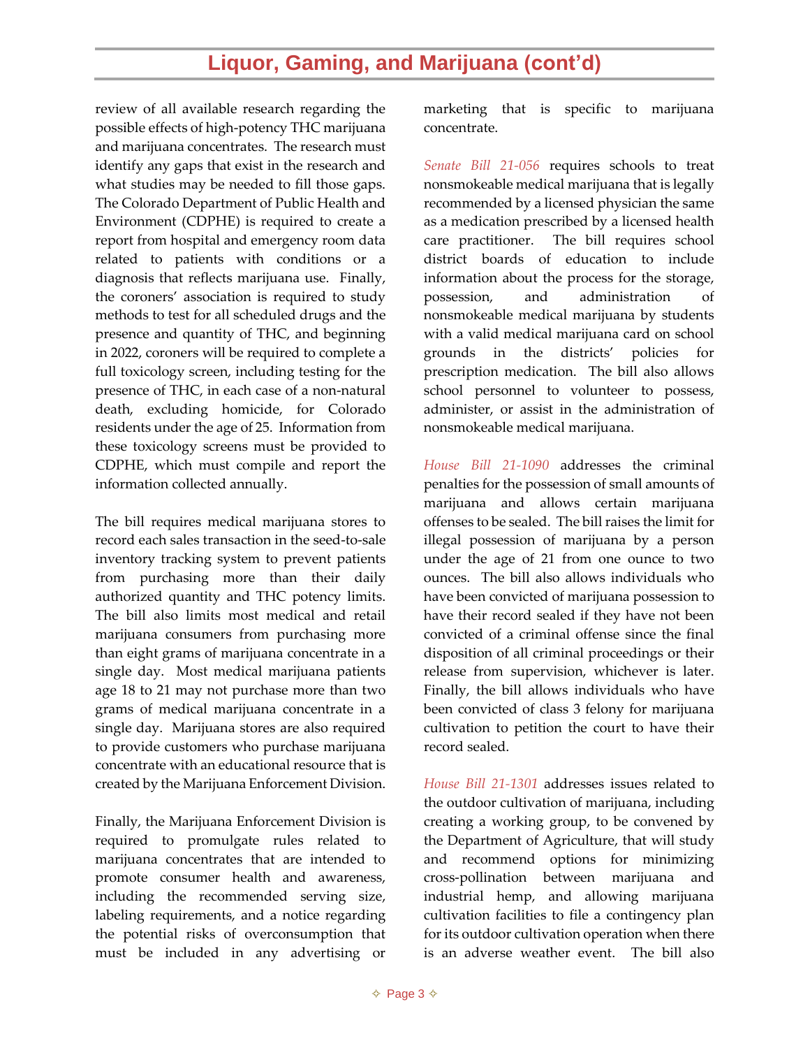# Liquor, Gaming, and Marijuana (cont'd)

review of all available research regarding the possible effects of high-potency THC marijuana and marijuana concentrates. The research must identify any gaps that exist in the research and what studies may be needed to fill those gaps. The Colorado Department of Public Health and Environment (CDPHE) is required to create a report from hospital and emergency room data related to patients with conditions or a diagnosis that reflects marijuana use. Finally, the coroners' association is required to study methods to test for all scheduled drugs and the presence and quantity of THC, and beginning in 2022, coroners will be required to complete a full toxicology screen, including testing for the presence of THC, in each case of a non-natural death, excluding homicide, for Colorado residents under the age of 25. Information from these toxicology screens must be provided to CDPHE, which must compile and report the information collected annually.

The bill requires medical marijuana stores to record each sales transaction in the seed-to-sale inventory tracking system to prevent patients from purchasing more than their daily authorized quantity and THC potency limits. The bill also limits most medical and retail marijuana consumers from purchasing more than eight grams of marijuana concentrate in a single day. Most medical marijuana patients age 18 to 21 may not purchase more than two grams of medical marijuana concentrate in a single day. Marijuana stores are also required to provide customers who purchase marijuana concentrate with an educational resource that is created by the Marijuana Enforcement Division.

Finally, the Marijuana Enforcement Division is required to promulgate rules related to marijuana concentrates that are intended to promote consumer health and awareness, including the recommended serving size, labeling requirements, and a notice regarding the potential risks of overconsumption that must be included in any advertising or marketing that is specific to marijuana concentrate.

*Senate Bill 21-056* requires schools to treat nonsmokeable medical marijuana that is legally recommended by a licensed physician the same as a medication prescribed by a licensed health care practitioner. The bill requires school district boards of education to include information about the process for the storage, possession, and administration of nonsmokeable medical marijuana by students with a valid medical marijuana card on school grounds in the districts' policies for prescription medication. The bill also allows school personnel to volunteer to possess, administer, or assist in the administration of nonsmokeable medical marijuana.

*House Bill 21-1090* addresses the criminal penalties for the possession of small amounts of marijuana and allows certain marijuana offenses to be sealed. The bill raises the limit for illegal possession of marijuana by a person under the age of 21 from one ounce to two ounces. The bill also allows individuals who have been convicted of marijuana possession to have their record sealed if they have not been convicted of a criminal offense since the final disposition of all criminal proceedings or their release from supervision, whichever is later. Finally, the bill allows individuals who have been convicted of class 3 felony for marijuana cultivation to petition the court to have their record sealed.

*House Bill 21-1301* addresses issues related to the outdoor cultivation of marijuana, including creating a working group, to be convened by the Department of Agriculture, that will study and recommend options for minimizing cross-pollination between marijuana and industrial hemp, and allowing marijuana cultivation facilities to file a contingency plan for its outdoor cultivation operation when there is an adverse weather event. The bill also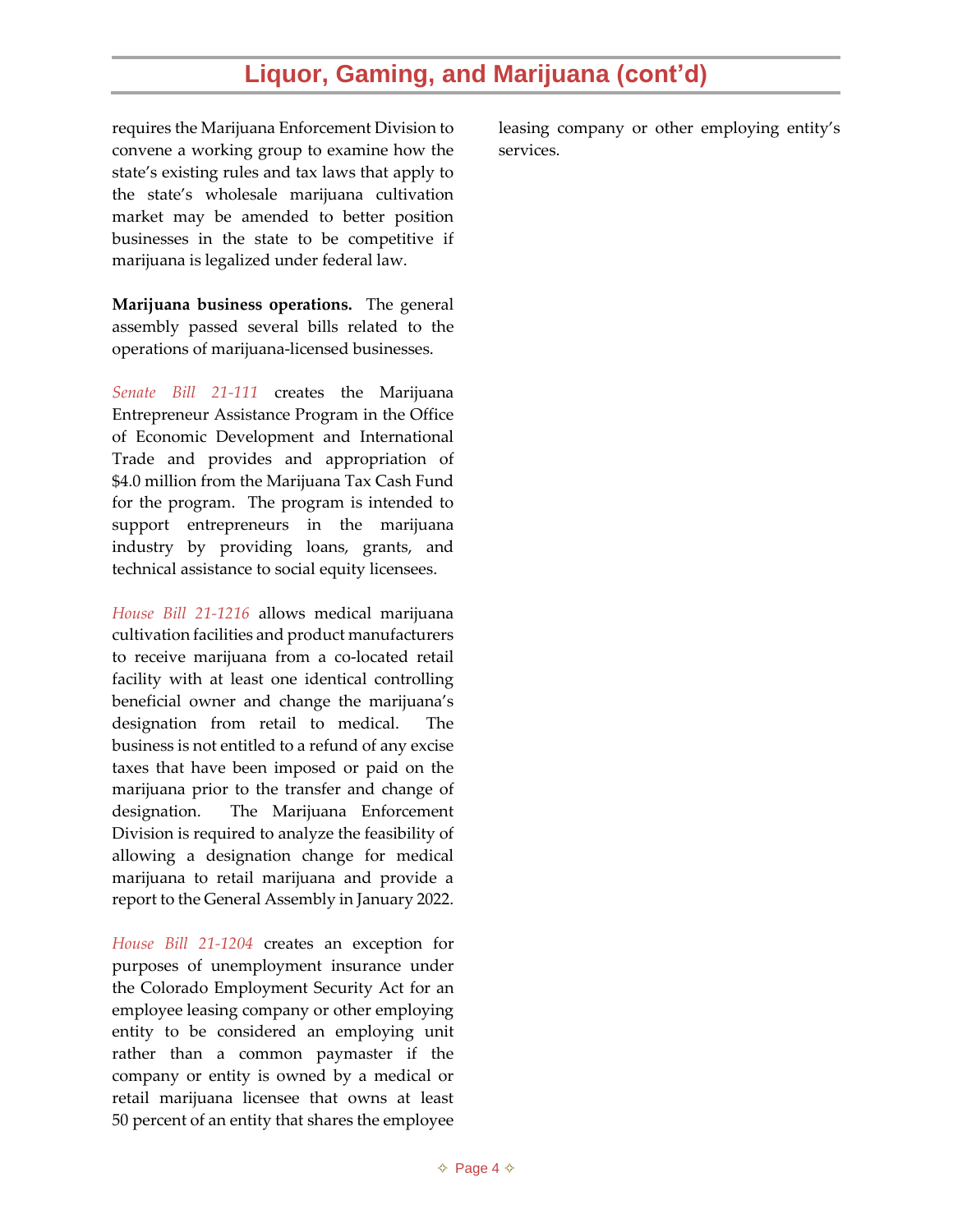## Liquor, Gaming, and Marijuana (cont'd)

requires the Marijuana Enforcement Division to convene a working group to examine how the state's existing rules and tax laws that apply to the state's wholesale marijuana cultivation market may be amended to better position businesses in the state to be competitive if marijuana is legalized under federal law.

**Marijuana business operations.** The general assembly passed several bills related to the operations of marijuana-licensed businesses.

*Senate Bill 21-111* creates the Marijuana Entrepreneur Assistance Program in the Office of Economic Development and International Trade and provides and appropriation of $4.0 million from the Marijuana Tax Cash Fund for the program. The program is intended to support entrepreneurs in the marijuana industry by providing loans, grants, and technical assistance to social equity licensees.

*House Bill 21-1216* allows medical marijuana cultivation facilities and product manufacturers to receive marijuana from a co-located retail facility with at least one identical controlling beneficial owner and change the marijuana's designation from retail to medical. The business is not entitled to a refund of any excise taxes that have been imposed or paid on the marijuana prior to the transfer and change of designation. The Marijuana Enforcement Division is required to analyze the feasibility of allowing a designation change for medical marijuana to retail marijuana and provide a report to the General Assembly in January 2022.

*House Bill 21-1204* creates an exception for purposes of unemployment insurance under the Colorado Employment Security Act for an employee leasing company or other employing entity to be considered an employing unit rather than a common paymaster if the company or entity is owned by a medical or retail marijuana licensee that owns at least 50 percent of an entity that shares the employee leasing company or other employing entity's services.